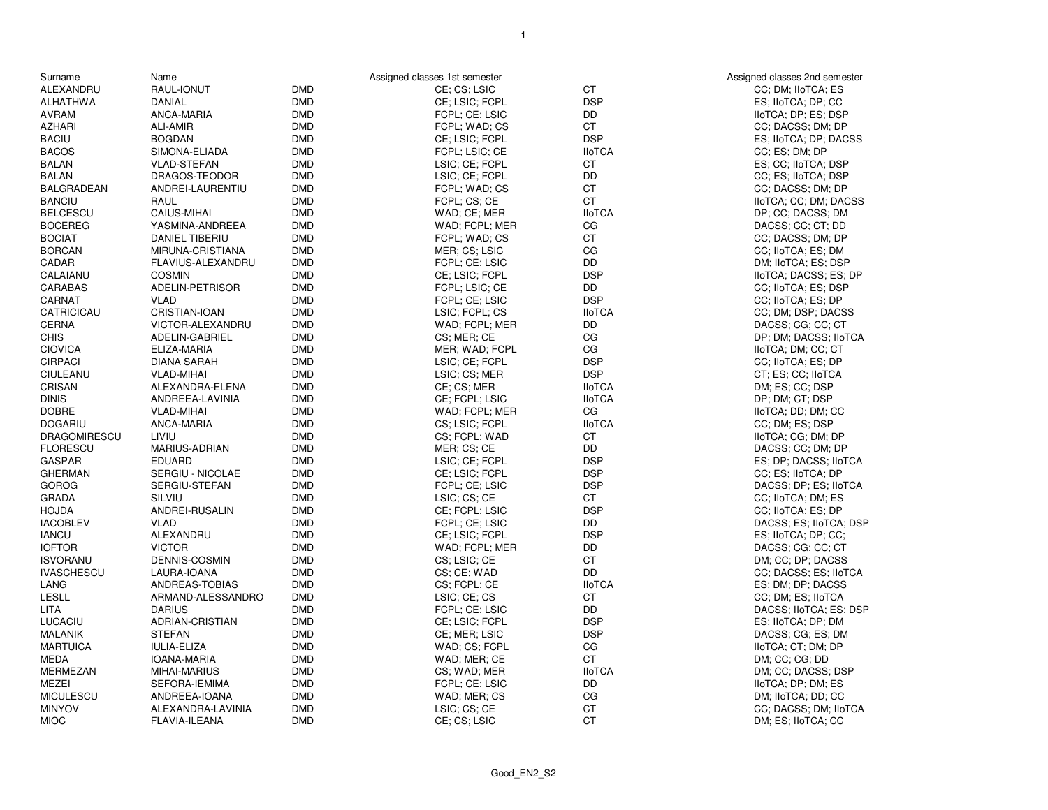| Surname | Name | | Assigned classes 1st semester | | Assigned classes 2nd semester |
|---|---|---|---|---|---|
| ALEXANDRU | RAUL-IONUT | DMD | CE; CS; LSIC | CT | CC; DM; IIoTCA; ES |
| ALHATHWA | DANIAL | DMD | CE; LSIC; FCPL | DSP | ES; IIoTCA; DP; CC |
| AVRAM | ANCA-MARIA | DMD | FCPL; CE; LSIC | DD | IIoTCA; DP; ES; DSP |
| AZHARI | ALI-AMIR | DMD | FCPL; WAD; CS | CT | CC; DACSS; DM; DP |
| BACIU | BOGDAN | DMD | CE; LSIC; FCPL | DSP | ES; IIoTCA; DP; DACSS |
| BACOS | SIMONA-ELIADA | DMD | FCPL; LSIC; CE | IIoTCA | CC; ES; DM; DP |
| BALAN | VLAD-STEFAN | DMD | LSIC; CE; FCPL | CT | ES; CC; IIoTCA; DSP |
| BALAN | DRAGOS-TEODOR | DMD | LSIC; CE; FCPL | DD | CC; ES; IIoTCA; DSP |
| BALGRADEAN | ANDREI-LAURENTIU | DMD | FCPL; WAD; CS | CT | CC; DACSS; DM; DP |
| BANCIU | RAUL | DMD | FCPL; CS; CE | CT | IIoTCA; CC; DM; DACSS |
| BELCESCU | CAIUS-MIHAI | DMD | WAD; CE; MER | IIoTCA | DP; CC; DACSS; DM |
| BOCEREG | YASMINA-ANDREEA | DMD | WAD; FCPL; MER | CG | DACSS; CC; CT; DD |
| BOCIAT | DANIEL TIBERIU | DMD | FCPL; WAD; CS | CT | CC; DACSS; DM; DP |
| BORCAN | MIRUNA-CRISTIANA | DMD | MER; CS; LSIC | CG | CC; IIoTCA; ES; DM |
| CADAR | FLAVIUS-ALEXANDRU | DMD | FCPL; CE; LSIC | DD | DM; IIoTCA; ES; DSP |
| CALAIANU | COSMIN | DMD | CE; LSIC; FCPL | DSP | IIoTCA; DACSS; ES; DP |
| CARABAS | ADELIN-PETRISOR | DMD | FCPL; LSIC; CE | DD | CC; IIoTCA; ES; DSP |
| CARNAT | VLAD | DMD | FCPL; CE; LSIC | DSP | CC; IIoTCA; ES; DP |
| CATRICICAU | CRISTIAN-IOAN | DMD | LSIC; FCPL; CS | IIoTCA | CC; DM; DSP; DACSS |
| CERNA | VICTOR-ALEXANDRU | DMD | WAD; FCPL; MER | DD | DACSS; CG; CC; CT |
| CHIS | ADELIN-GABRIEL | DMD | CS; MER; CE | CG | DP; DM; DACSS; IIoTCA |
| CIOVICA | ELIZA-MARIA | DMD | MER; WAD; FCPL | CG | IIoTCA; DM; CC; CT |
| CIRPACI | DIANA SARAH | DMD | LSIC; CE; FCPL | DSP | CC; IIoTCA; ES; DP |
| CIULEANU | VLAD-MIHAI | DMD | LSIC; CS; MER | DSP | CT; ES; CC; IIoTCA |
| CRISAN | ALEXANDRA-ELENA | DMD | CE; CS; MER | IIoTCA | DM; ES; CC; DSP |
| DINIS | ANDREEA-LAVINIA | DMD | CE; FCPL; LSIC | IIoTCA | DP; DM; CT; DSP |
| DOBRE | VLAD-MIHAI | DMD | WAD; FCPL; MER | CG | IIoTCA; DD; DM; CC |
| DOGARIU | ANCA-MARIA | DMD | CS; LSIC; FCPL | IIoTCA | CC; DM; ES; DSP |
| DRAGOMIRESCU | LIVIU | DMD | CS; FCPL; WAD | CT | IIoTCA; CG; DM; DP |
| FLORESCU | MARIUS-ADRIAN | DMD | MER; CS; CE | DD | DACSS; CC; DM; DP |
| GASPAR | EDUARD | DMD | LSIC; CE; FCPL | DSP | ES; DP; DACSS; IIoTCA |
| GHERMAN | SERGIU - NICOLAE | DMD | CE; LSIC; FCPL | DSP | CC; ES; IIoTCA; DP |
| GOROG | SERGIU-STEFAN | DMD | FCPL; CE; LSIC | DSP | DACSS; DP; ES; IIoTCA |
| GRADA | SILVIU | DMD | LSIC; CS; CE | CT | CC; IIoTCA; DM; ES |
| HOJDA | ANDREI-RUSALIN | DMD | CE; FCPL; LSIC | DSP | CC; IIoTCA; ES; DP |
| IACOBLEV | VLAD | DMD | FCPL; CE; LSIC | DD | DACSS; ES; IIoTCA; DSP |
| IANCU | ALEXANDRU | DMD | CE; LSIC; FCPL | DSP | ES; IIoTCA; DP; CC; |
| IOFTOR | VICTOR | DMD | WAD; FCPL; MER | DD | DACSS; CG; CC; CT |
| ISVORANU | DENNIS-COSMIN | DMD | CS; LSIC; CE | CT | DM; CC; DP; DACSS |
| IVASCHESCU | LAURA-IOANA | DMD | CS; CE; WAD | DD | CC; DACSS; ES; IIoTCA |
| LANG | ANDREAS-TOBIAS | DMD | CS; FCPL; CE | IIoTCA | ES; DM; DP; DACSS |
| LESLL | ARMAND-ALESSANDRO | DMD | LSIC; CE; CS | CT | CC; DM; ES; IIoTCA |
| LITA | DARIUS | DMD | FCPL; CE; LSIC | DD | DACSS; IIoTCA; ES; DSP |
| LUCACIU | ADRIAN-CRISTIAN | DMD | CE; LSIC; FCPL | DSP | ES; IIoTCA; DP; DM |
| MALANIK | STEFAN | DMD | CE; MER; LSIC | DSP | DACSS; CG; ES; DM |
| MARTUICA | IULIA-ELIZA | DMD | WAD; CS; FCPL | CG | IIoTCA; CT; DM; DP |
| MEDA | IOANA-MARIA | DMD | WAD; MER; CE | CT | DM; CC; CG; DD |
| MERMEZAN | MIHAI-MARIUS | DMD | CS; WAD; MER | IIoTCA | DM; CC; DACSS; DSP |
| MEZEI | SEFORA-IEMIMA | DMD | FCPL; CE; LSIC | DD | IIoTCA; DP; DM; ES |
| MICULESCU | ANDREEA-IOANA | DMD | WAD; MER; CS | CG | DM; IIoTCA; DD; CC |
| MINYOV | ALEXANDRA-LAVINIA | DMD | LSIC; CS; CE | CT | CC; DACSS; DM; IIoTCA |
| MIOC | FLAVIA-ILEANA | DMD | CE; CS; LSIC | CT | DM; ES; IIoTCA; CC |

Good_EN2_S2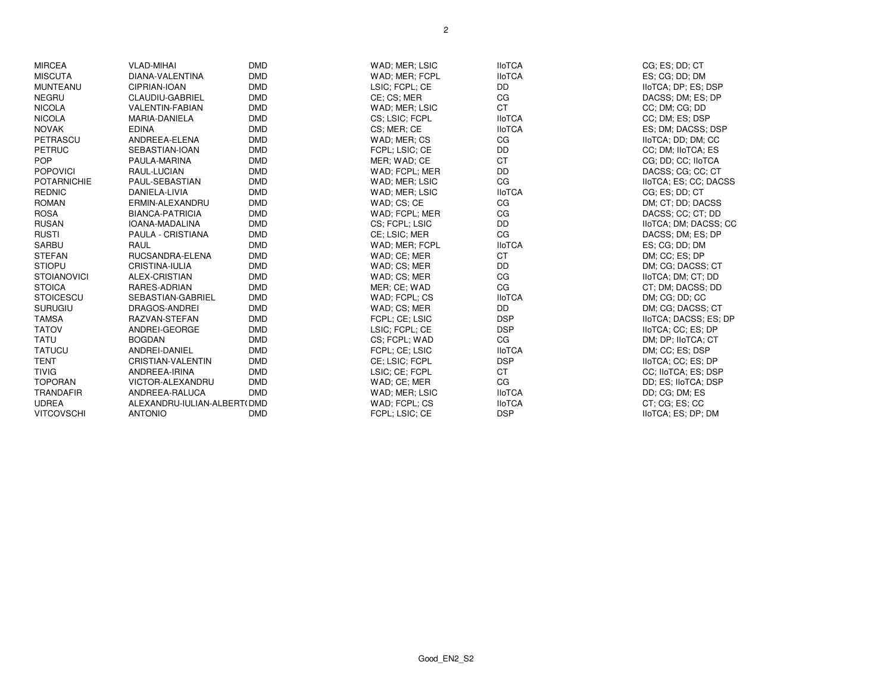| | | | | | |
|---|---|---|---|---|---|
| MIRCEA | VLAD-MIHAI | DMD | WAD; MER; LSIC | IIoTCA | CG; ES; DD; CT |
| MISCUTA | DIANA-VALENTINA | DMD | WAD; MER; FCPL | IIoTCA | ES; CG; DD; DM |
| MUNTEANU | CIPRIAN-IOAN | DMD | LSIC; FCPL; CE | DD | IIoTCA; DP; ES; DSP |
| NEGRU | CLAUDIU-GABRIEL | DMD | CE; CS; MER | CG | DACSS; DM; ES; DP |
| NICOLA | VALENTIN-FABIAN | DMD | WAD; MER; LSIC | CT | CC; DM; CG; DD |
| NICOLA | MARIA-DANIELA | DMD | CS; LSIC; FCPL | IIoTCA | CC; DM; ES; DSP |
| NOVAK | EDINA | DMD | CS; MER; CE | IIoTCA | ES; DM; DACSS; DSP |
| PETRASCU | ANDREEA-ELENA | DMD | WAD; MER; CS | CG | IIoTCA; DD; DM; CC |
| PETRUC | SEBASTIAN-IOAN | DMD | FCPL; LSIC; CE | DD | CC; DM; IIoTCA; ES |
| POP | PAULA-MARINA | DMD | MER; WAD; CE | CT | CG; DD; CC; IIoTCA |
| POPOVICI | RAUL-LUCIAN | DMD | WAD; FCPL; MER | DD | DACSS; CG; CC; CT |
| POTARNICHIE | PAUL-SEBASTIAN | DMD | WAD; MER; LSIC | CG | IIoTCA; ES; CC; DACSS |
| REDNIC | DANIELA-LIVIA | DMD | WAD; MER; LSIC | IIoTCA | CG; ES; DD; CT |
| ROMAN | ERMIN-ALEXANDRU | DMD | WAD; CS; CE | CG | DM; CT; DD; DACSS |
| ROSA | BIANCA-PATRICIA | DMD | WAD; FCPL; MER | CG | DACSS; CC; CT; DD |
| RUSAN | IOANA-MADALINA | DMD | CS; FCPL; LSIC | DD | IIoTCA; DM; DACSS; CC |
| RUSTI | PAULA - CRISTIANA | DMD | CE; LSIC; MER | CG | DACSS; DM; ES; DP |
| SARBU | RAUL | DMD | WAD; MER; FCPL | IIoTCA | ES; CG; DD; DM |
| STEFAN | RUCSANDRA-ELENA | DMD | WAD; CE; MER | CT | DM; CC; ES; DP |
| STIOPU | CRISTINA-IULIA | DMD | WAD; CS; MER | DD | DM; CG; DACSS; CT |
| STOIANOVICI | ALEX-CRISTIAN | DMD | WAD; CS; MER | CG | IIoTCA; DM; CT; DD |
| STOICA | RARES-ADRIAN | DMD | MER; CE; WAD | CG | CT; DM; DACSS; DD |
| STOICESCU | SEBASTIAN-GABRIEL | DMD | WAD; FCPL; CS | IIoTCA | DM; CG; DD; CC |
| SURUGIU | DRAGOS-ANDREI | DMD | WAD; CS; MER | DD | DM; CG; DACSS; CT |
| TAMSA | RAZVAN-STEFAN | DMD | FCPL; CE; LSIC | DSP | IIoTCA; DACSS; ES; DP |
| TATOV | ANDREI-GEORGE | DMD | LSIC; FCPL; CE | DSP | IIoTCA; CC; ES; DP |
| TATU | BOGDAN | DMD | CS; FCPL; WAD | CG | DM; DP; IIoTCA; CT |
| TATUCU | ANDREI-DANIEL | DMD | FCPL; CE; LSIC | IIoTCA | DM; CC; ES; DSP |
| TENT | CRISTIAN-VALENTIN | DMD | CE; LSIC; FCPL | DSP | IIoTCA; CC; ES; DP |
| TIVIG | ANDREEA-IRINA | DMD | LSIC; CE; FCPL | CT | CC; IIoTCA; ES; DSP |
| TOPORAN | VICTOR-ALEXANDRU | DMD | WAD; CE; MER | CG | DD; ES; IIoTCA; DSP |
| TRANDAFIR | ANDREEA-RALUCA | DMD | WAD; MER; LSIC | IIoTCA | DD; CG; DM; ES |
| UDREA | ALEXANDRU-IULIAN-ALBERT( | DMD | WAD; FCPL; CS | IIoTCA | CT; CG; ES; CC |
| VITCOVSCHI | ANTONIO | DMD | FCPL; LSIC; CE | DSP | IIoTCA; ES; DP; DM |

Good_EN2_S2